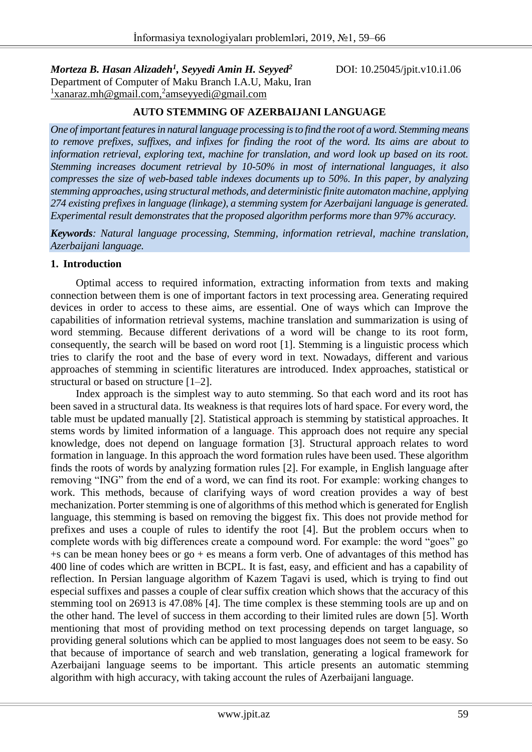***Morteza B. Hasan Alizadeh[1], Seyyedi Amin H. Seyyed[2]***

DOI: 10.25045/jpit.v10.i1.06

Department of Computer of Maku Branch I.A.U, Maku, Iran

[1]xanaraz.mh@gmail.com,[2]amseyyedi@gmail.com

## AUTO STEMMING OF AZERBAIJANI LANGUAGE

*One of important features in natural language processing is to find the root of a word. Stemming means to remove prefixes, suffixes, and infixes for finding the root of the word. Its aims are about to information retrieval, exploring text, machine for translation, and word look up based on its root. Stemming increases document retrieval by 10-50% in most of international languages, it also compresses the size of web-based table indexes documents up to 50%. In this paper, by analyzing stemming approaches, using structural methods, and deterministic finite automaton machine, applying 274 existing prefixes in language (linkage), a stemming system for Azerbaijani language is generated. Experimental result demonstrates that the proposed algorithm performs more than 97% accuracy.*

***Keywords****: Natural language processing, Stemming, information retrieval, machine translation, Azerbaijani language.*

## 1. Introduction

Optimal access to required information, extracting information from texts and making connection between them is one of important factors in text processing area. Generating required devices in order to access to these aims, are essential. One of ways which can Improve the capabilities of information retrieval systems, machine translation and summarization is using of word stemming. Because different derivations of a word will be change to its root form, consequently, the search will be based on word root [1]. Stemming is a linguistic process which tries to clarify the root and the base of every word in text. Nowadays, different and various approaches of stemming in scientific literatures are introduced. Index approaches, statistical or structural or based on structure [1–2].

Index approach is the simplest way to auto stemming. So that each word and its root has been saved in a structural data. Its weakness is that requires lots of hard space. For every word, the table must be updated manually [2]. Statistical approach is stemming by statistical approaches. It stems words by limited information of a language. This approach does not require any special knowledge, does not depend on language formation [3]. Structural approach relates to word formation in language. In this approach the word formation rules have been used. These algorithm finds the roots of words by analyzing formation rules [2]. For example, in English language after removing "ING" from the end of a word, we can find its root. For example: working changes to work. This methods, because of clarifying ways of word creation provides a way of best mechanization. Porter stemming is one of algorithms of this method which is generated for English language, this stemming is based on removing the biggest fix. This does not provide method for prefixes and uses a couple of rules to identify the root [4]. But the problem occurs when to complete words with big differences create a compound word. For example: the word "goes" go +s can be mean honey bees or go + es means a form verb. One of advantages of this method has 400 line of codes which are written in BCPL. It is fast, easy, and efficient and has a capability of reflection. In Persian language algorithm of Kazem Tagavi is used, which is trying to find out especial suffixes and passes a couple of clear suffix creation which shows that the accuracy of this stemming tool on 26913 is 47.08% [4]. The time complex is these stemming tools are up and on the other hand. The level of success in them according to their limited rules are down [5]. Worth mentioning that most of providing method on text processing depends on target language, so providing general solutions which can be applied to most languages does not seem to be easy. So that because of importance of search and web translation, generating a logical framework for Azerbaijani language seems to be important. This article presents an automatic stemming algorithm with high accuracy, with taking account the rules of Azerbaijani language.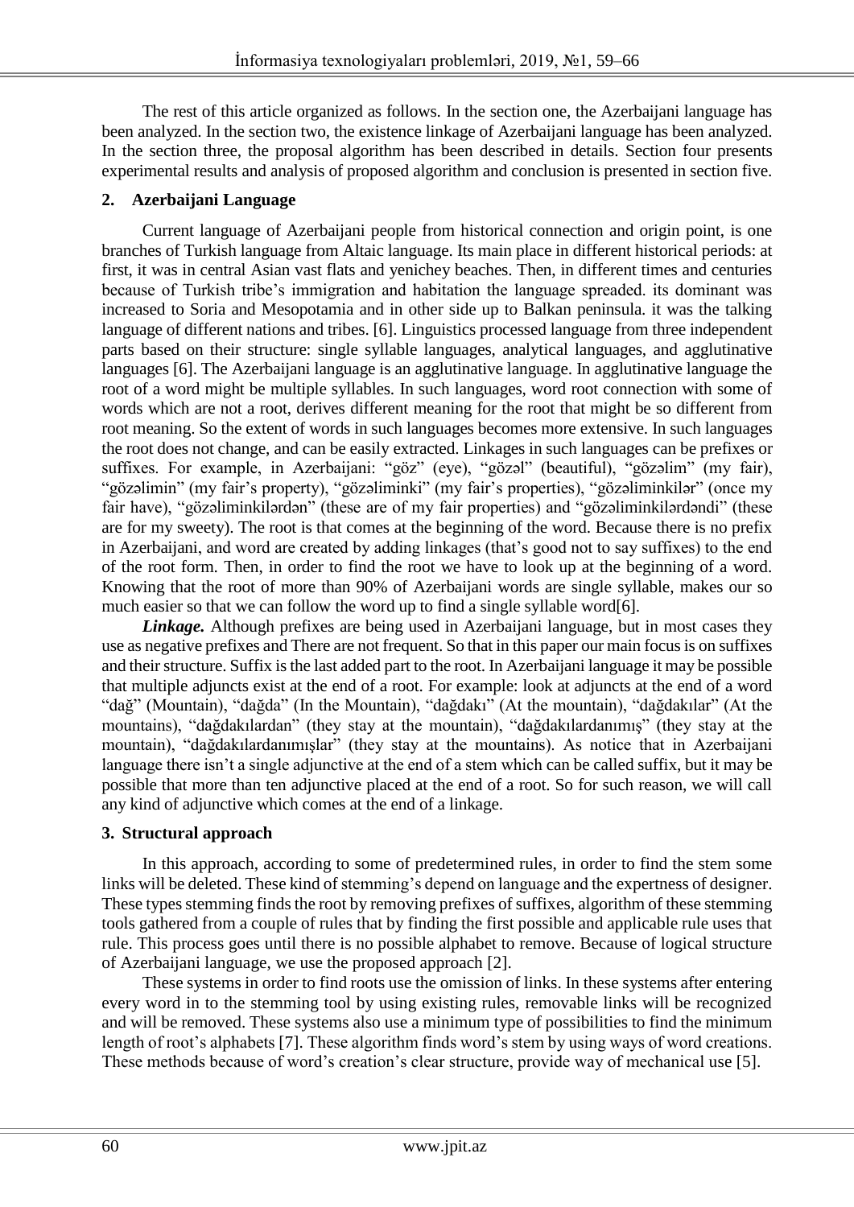The rest of this article organized as follows. In the section one, the Azerbaijani language has been analyzed. In the section two, the existence linkage of Azerbaijani language has been analyzed. In the section three, the proposal algorithm has been described in details. Section four presents experimental results and analysis of proposed algorithm and conclusion is presented in section five.

## 2. Azerbaijani Language

Current language of Azerbaijani people from historical connection and origin point, is one branches of Turkish language from Altaic language. Its main place in different historical periods: at first, it was in central Asian vast flats and yenichey beaches. Then, in different times and centuries because of Turkish tribe's immigration and habitation the language spreaded. its dominant was increased to Soria and Mesopotamia and in other side up to Balkan peninsula. it was the talking language of different nations and tribes. [6]. Linguistics processed language from three independent parts based on their structure: single syllable languages, analytical languages, and agglutinative languages [6]. The Azerbaijani language is an agglutinative language. In agglutinative language the root of a word might be multiple syllables. In such languages, word root connection with some of words which are not a root, derives different meaning for the root that might be so different from root meaning. So the extent of words in such languages becomes more extensive. In such languages the root does not change, and can be easily extracted. Linkages in such languages can be prefixes or suffixes. For example, in Azerbaijani: "göz" (eye), "gözəl" (beautiful), "gözəlim" (my fair), "gözəlimin" (my fair's property), "gözəliminki" (my fair's properties), "gözəliminkilər" (once my fair have), "gözəliminkilərdən" (these are of my fair properties) and "gözəliminkilərdəndi" (these are for my sweety). The root is that comes at the beginning of the word. Because there is no prefix in Azerbaijani, and word are created by adding linkages (that's good not to say suffixes) to the end of the root form. Then, in order to find the root we have to look up at the beginning of a word. Knowing that the root of more than 90% of Azerbaijani words are single syllable, makes our so much easier so that we can follow the word up to find a single syllable word[6].

***Linkage.*** Although prefixes are being used in Azerbaijani language, but in most cases they use as negative prefixes and There are not frequent. So that in this paper our main focus is on suffixes and their structure. Suffix is the last added part to the root. In Azerbaijani language it may be possible that multiple adjuncts exist at the end of a root. For example: look at adjuncts at the end of a word "dağ" (Mountain), "dağda" (In the Mountain), "dağdakı" (At the mountain), "dağdakılar" (At the mountains), "dağdakılardan" (they stay at the mountain), "dağdakılardanımış" (they stay at the mountain), "dağdakılardanımışlar" (they stay at the mountains). As notice that in Azerbaijani language there isn't a single adjunctive at the end of a stem which can be called suffix, but it may be possible that more than ten adjunctive placed at the end of a root. So for such reason, we will call any kind of adjunctive which comes at the end of a linkage.

## 3. Structural approach

In this approach, according to some of predetermined rules, in order to find the stem some links will be deleted. These kind of stemming's depend on language and the expertness of designer. These types stemming finds the root by removing prefixes of suffixes, algorithm of these stemming tools gathered from a couple of rules that by finding the first possible and applicable rule uses that rule. This process goes until there is no possible alphabet to remove. Because of logical structure of Azerbaijani language, we use the proposed approach [2].

These systems in order to find roots use the omission of links. In these systems after entering every word in to the stemming tool by using existing rules, removable links will be recognized and will be removed. These systems also use a minimum type of possibilities to find the minimum length of root's alphabets [7]. These algorithm finds word's stem by using ways of word creations. These methods because of word's creation's clear structure, provide way of mechanical use [5].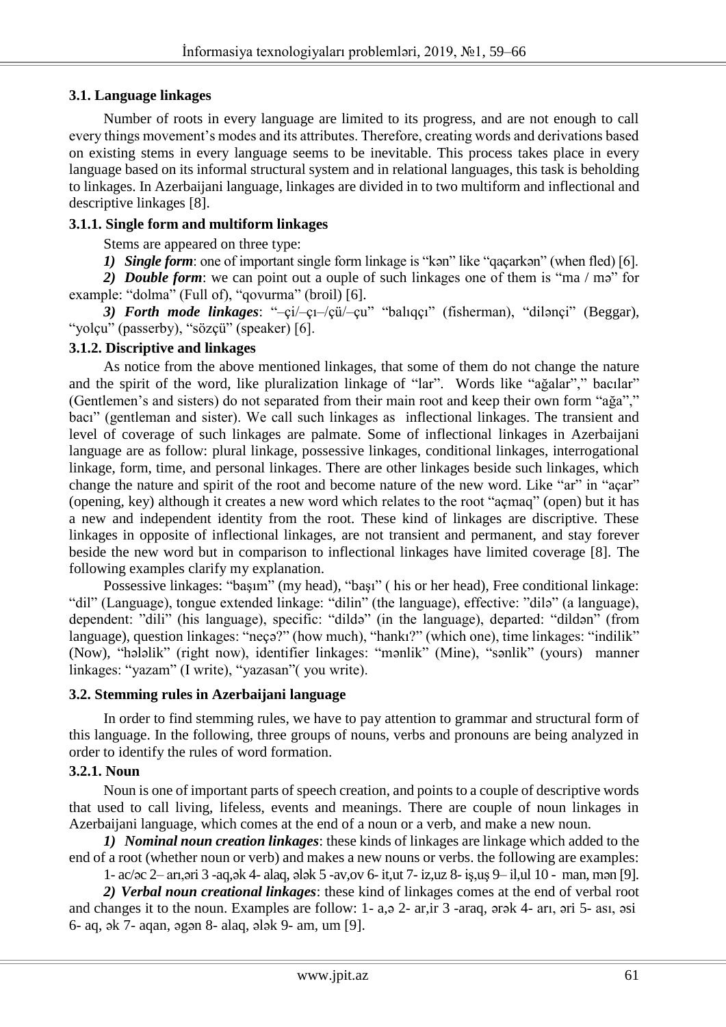### 3.1. Language linkages

Number of roots in every language are limited to its progress, and are not enough to call every things movement's modes and its attributes. Therefore, creating words and derivations based on existing stems in every language seems to be inevitable. This process takes place in every language based on its informal structural system and in relational languages, this task is beholding to linkages. In Azerbaijani language, linkages are divided in to two multiform and inflectional and descriptive linkages [8].

#### 3.1.1. Single form and multiform linkages

Stems are appeared on three type:

*1)* ***Single form***: one of important single form linkage is "kən" like "qaçarkən" (when fled) [6].

*2)* ***Double form***: we can point out a ouple of such linkages one of them is "ma / mə" for example: "dolma" (Full of), "qovurma" (broil) [6].

*3)* ***Forth mode linkages***: "–çi/–çı–/çü/–çu" "balıqçı" (fisherman), "dilənçi" (Beggar), "yolçu" (passerby), "sözçü" (speaker) [6].

#### 3.1.2. Discriptive and linkages

As notice from the above mentioned linkages, that some of them do not change the nature and the spirit of the word, like pluralization linkage of "lar". Words like "ağalar"," bacılar" (Gentlemen's and sisters) do not separated from their main root and keep their own form "ağa"," bacı" (gentleman and sister). We call such linkages as inflectional linkages. The transient and level of coverage of such linkages are palmate. Some of inflectional linkages in Azerbaijani language are as follow: plural linkage, possessive linkages, conditional linkages, interrogational linkage, form, time, and personal linkages. There are other linkages beside such linkages, which change the nature and spirit of the root and become nature of the new word. Like "ar" in "açar" (opening, key) although it creates a new word which relates to the root "açmaq" (open) but it has a new and independent identity from the root. These kind of linkages are discriptive. These linkages in opposite of inflectional linkages, are not transient and permanent, and stay forever beside the new word but in comparison to inflectional linkages have limited coverage [8]. The following examples clarify my explanation.

Possessive linkages: "başım" (my head), "başı" ( his or her head), Free conditional linkage: "dil" (Language), tongue extended linkage: "dilin" (the language), effective: "dilə" (a language), dependent: "dili" (his language), specific: "dildə" (in the language), departed: "dildən" (from language), question linkages: "neçə?" (how much), "hankı?" (which one), time linkages: "indilik" (Now), "hələlik" (right now), identifier linkages: "mənlik" (Mine), "sənlik" (yours) manner linkages: "yazam" (I write), "yazasan"( you write).

### 3.2. Stemming rules in Azerbaijani language

In order to find stemming rules, we have to pay attention to grammar and structural form of this language. In the following, three groups of nouns, verbs and pronouns are being analyzed in order to identify the rules of word formation.

#### 3.2.1. Noun

Noun is one of important parts of speech creation, and points to a couple of descriptive words that used to call living, lifeless, events and meanings. There are couple of noun linkages in Azerbaijani language, which comes at the end of a noun or a verb, and make a new noun.

*1)* ***Nominal noun creation linkages***: these kinds of linkages are linkage which added to the end of a root (whether noun or verb) and makes a new nouns or verbs. the following are examples:

1- ac/əc 2– arı,əri 3 -aq,ək 4- alaq, ələk 5 -av,ov 6- it,ut 7- iz,uz 8- iş,uş 9– il,ul 10 - man, mən [9].

*2)* ***Verbal noun creational linkages***: these kind of linkages comes at the end of verbal root and changes it to the noun. Examples are follow: 1- a,ə 2- ar,ir 3 -araq, ərək 4- arı, əri 5- ası, əsi 6- aq, ək 7- aqan, əgən 8- alaq, ələk 9- am, um [9].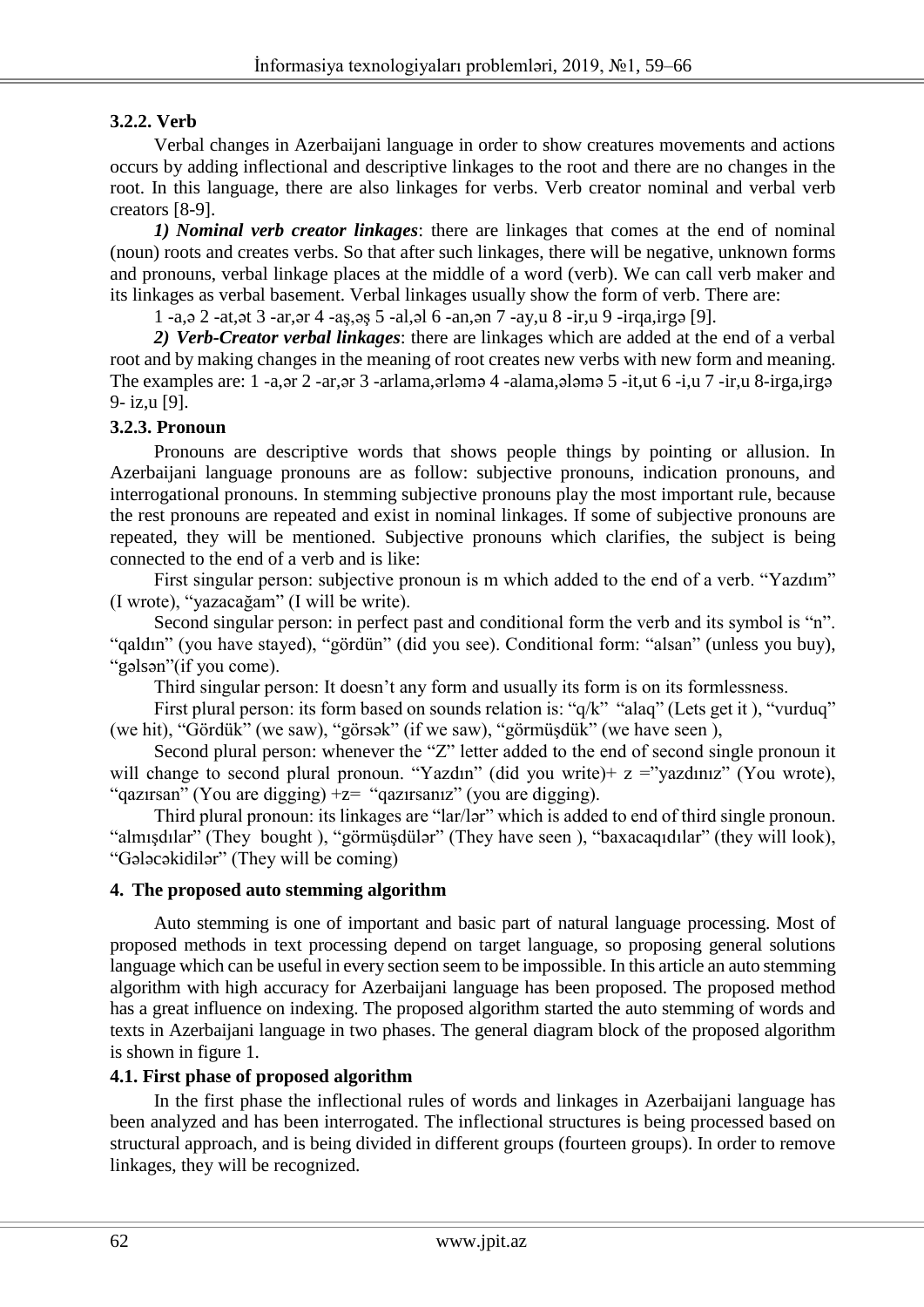### 3.2.2. Verb

Verbal changes in Azerbaijani language in order to show creatures movements and actions occurs by adding inflectional and descriptive linkages to the root and there are no changes in the root. In this language, there are also linkages for verbs. Verb creator nominal and verbal verb creators [8-9].

***1) Nominal verb creator linkages***: there are linkages that comes at the end of nominal (noun) roots and creates verbs. So that after such linkages, there will be negative, unknown forms and pronouns, verbal linkage places at the middle of a word (verb). We can call verb maker and its linkages as verbal basement. Verbal linkages usually show the form of verb. There are:

1 -a,ə 2 -at,ət 3 -ar,ər 4 -aş,əş 5 -al,əl 6 -an,ən 7 -ay,u 8 -ir,u 9 -irqa,irgə [9].

***2) Verb-Creator verbal linkages***: there are linkages which are added at the end of a verbal root and by making changes in the meaning of root creates new verbs with new form and meaning. The examples are: 1 -a,ər 2 -ar,ər 3 -arlama,ərləmə 4 -alama,ələmə 5 -it,ut 6 -i,u 7 -ir,u 8-irga,irgə 9- iz,u [9].

### 3.2.3. Pronoun

Pronouns are descriptive words that shows people things by pointing or allusion. In Azerbaijani language pronouns are as follow: subjective pronouns, indication pronouns, and interrogational pronouns. In stemming subjective pronouns play the most important rule, because the rest pronouns are repeated and exist in nominal linkages. If some of subjective pronouns are repeated, they will be mentioned. Subjective pronouns which clarifies, the subject is being connected to the end of a verb and is like:

First singular person: subjective pronoun is m which added to the end of a verb. "Yazdım" (I wrote), "yazacağam" (I will be write).

Second singular person: in perfect past and conditional form the verb and its symbol is "n". "qaldın" (you have stayed), "gördün" (did you see). Conditional form: "alsan" (unless you buy), "gəlsən"(if you come).

Third singular person: It doesn't any form and usually its form is on its formlessness.

First plural person: its form based on sounds relation is: "q/k" "alaq" (Lets get it ), "vurduq" (we hit), "Gördük" (we saw), "görsək" (if we saw), "görmüşdük" (we have seen ),

Second plural person: whenever the "Z" letter added to the end of second single pronoun it will change to second plural pronoun. "Yazdın" (did you write)+ z ="yazdınız" (You wrote), "qazırsan" (You are digging) +z= "qazırsanız" (you are digging).

Third plural pronoun: its linkages are "lar/lər" which is added to end of third single pronoun. "almışdılar" (They bought ), "görmüşdülər" (They have seen ), "baxacaqıdılar" (they will look), "Gələcəkidilər" (They will be coming)

## 4. The proposed auto stemming algorithm

Auto stemming is one of important and basic part of natural language processing. Most of proposed methods in text processing depend on target language, so proposing general solutions language which can be useful in every section seem to be impossible. In this article an auto stemming algorithm with high accuracy for Azerbaijani language has been proposed. The proposed method has a great influence on indexing. The proposed algorithm started the auto stemming of words and texts in Azerbaijani language in two phases. The general diagram block of the proposed algorithm is shown in figure 1.

### 4.1. First phase of proposed algorithm

In the first phase the inflectional rules of words and linkages in Azerbaijani language has been analyzed and has been interrogated. The inflectional structures is being processed based on structural approach, and is being divided in different groups (fourteen groups). In order to remove linkages, they will be recognized.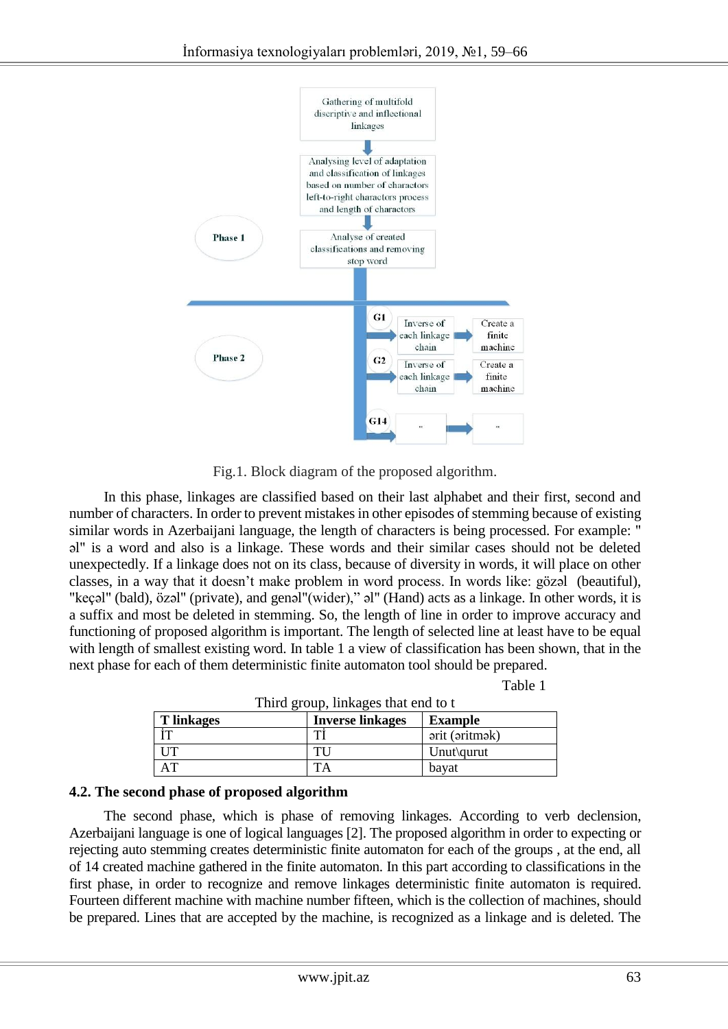Fig.1. Block diagram of the proposed algorithm.

In this phase, linkages are classified based on their last alphabet and their first, second and number of characters. In order to prevent mistakes in other episodes of stemming because of existing similar words in Azerbaijani language, the length of characters is being processed. For example: "əl" is a word and also is a linkage. These words and their similar cases should not be deleted unexpectedly. If a linkage does not on its class, because of diversity in words, it will place on other classes, in a way that it doesn't make problem in word process. In words like: gözəl (beautiful), "keçəl" (bald), özəl" (private), and genəl"(wider)," əl" (Hand) acts as a linkage. In other words, it is a suffix and most be deleted in stemming. So, the length of line in order to improve accuracy and functioning of proposed algorithm is important. The length of selected line at least have to be equal with length of smallest existing word. In table 1 a view of classification has been shown, that in the next phase for each of them deterministic finite automaton tool should be prepared.

Table 1

Third group, linkages that end to t

| T linkages | Inverse linkages | Example |
|---|---|---|
| İT | Tİ | ərit (əritmək) |
| UT | TU | Unut\qurut |
| AT | TA | bayat |

### 4.2. The second phase of proposed algorithm

The second phase, which is phase of removing linkages. According to verb declension, Azerbaijani language is one of logical languages [2]. The proposed algorithm in order to expecting or rejecting auto stemming creates deterministic finite automaton for each of the groups , at the end, all of 14 created machine gathered in the finite automaton. In this part according to classifications in the first phase, in order to recognize and remove linkages deterministic finite automaton is required. Fourteen different machine with machine number fifteen, which is the collection of machines, should be prepared. Lines that are accepted by the machine, is recognized as a linkage and is deleted. The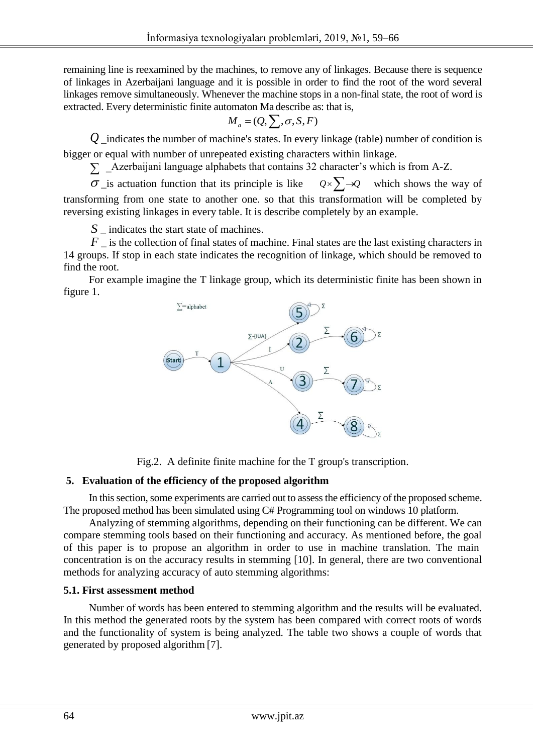remaining line is reexamined by the machines, to remove any of linkages. Because there is sequence of linkages in Azerbaijani language and it is possible in order to find the root of the word several linkages remove simultaneously. Whenever the machine stops in a non-final state, the root of word is extracted. Every deterministic finite automaton Ma describe as: that is,

$$M_a = (Q, \sum, \sigma, S, F)$$

$Q$ _indicates the number of machine's states. In every linkage (table) number of condition is bigger or equal with number of unrepeated existing characters within linkage.

$\sum$ _Azerbaijani language alphabets that contains 32 character's which is from A-Z.

$\sigma$ _is actuation function that its principle is like $Q \times \sum \to Q$ which shows the way of transforming from one state to another one. so that this transformation will be completed by reversing existing linkages in every table. It is describe completely by an example.

$S$ _ indicates the start state of machines.

$F$ _ is the collection of final states of machine. Final states are the last existing characters in 14 groups. If stop in each state indicates the recognition of linkage, which should be removed to find the root.

For example imagine the T linkage group, which its deterministic finite has been shown in figure 1.

Fig.2. A definite finite machine for the T group's transcription.

## 5. Evaluation of the efficiency of the proposed algorithm

In this section, some experiments are carried out to assess the efficiency of the proposed scheme. The proposed method has been simulated using C# Programming tool on windows 10 platform.

Analyzing of stemming algorithms, depending on their functioning can be different. We can compare stemming tools based on their functioning and accuracy. As mentioned before, the goal of this paper is to propose an algorithm in order to use in machine translation. The main concentration is on the accuracy results in stemming [10]. In general, there are two conventional methods for analyzing accuracy of auto stemming algorithms:

### 5.1. First assessment method

Number of words has been entered to stemming algorithm and the results will be evaluated. In this method the generated roots by the system has been compared with correct roots of words and the functionality of system is being analyzed. The table two shows a couple of words that generated by proposed algorithm [7].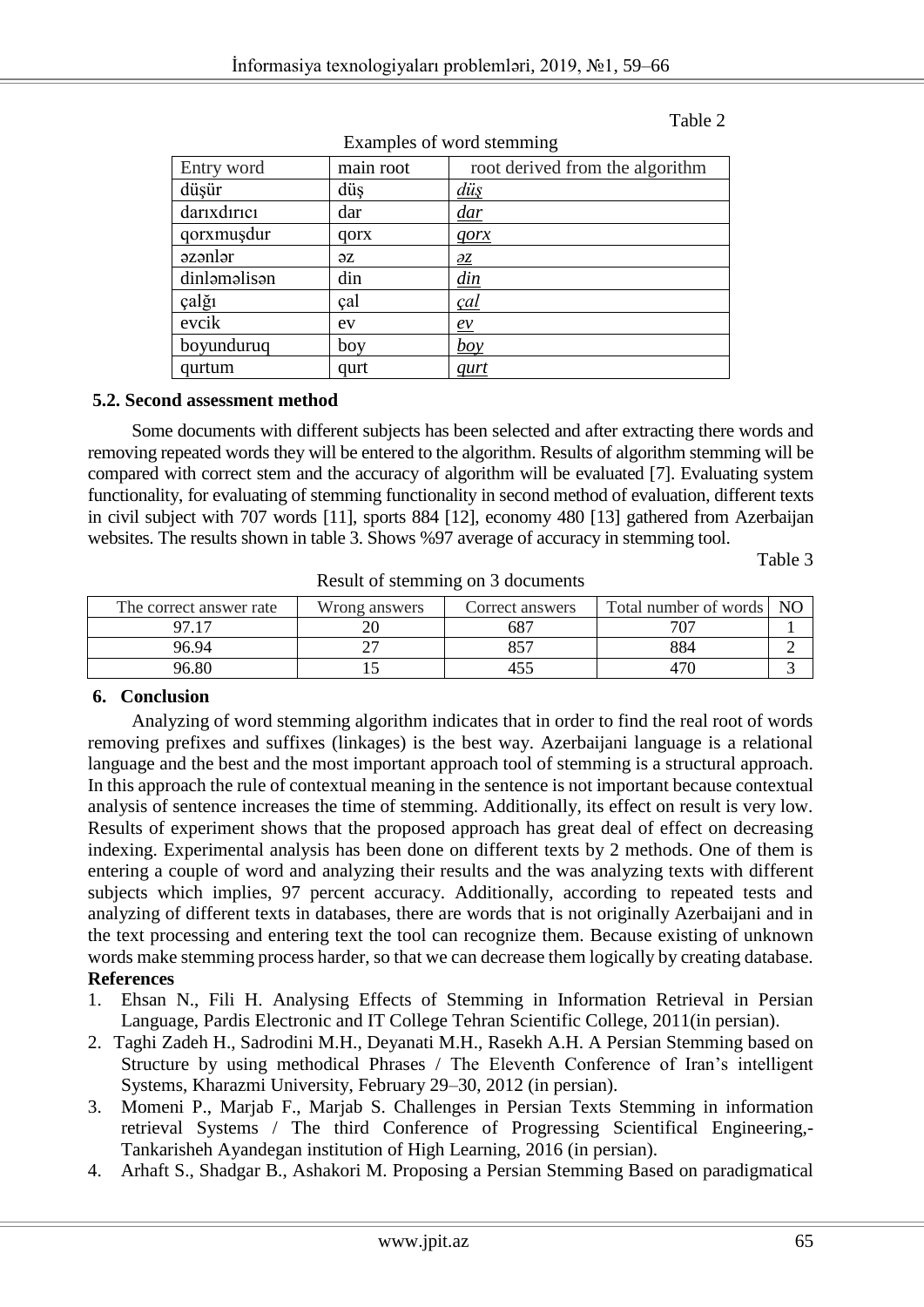Table 2

Examples of word stemming

| Entry word | main root | root derived from the algorithm |
|---|---|---|
| düşür | düş | ***düş*** |
| darıxdırıcı | dar | ***dar*** |
| qorxmuşdur | qorx | ***qorx*** |
| əzənlər | əz | ***əz*** |
| dinləməlisən | din | ***din*** |
| çalğı | çal | ***çal*** |
| evcik | ev | ***ev*** |
| boyunduruq | boy | ***boy*** |
| qurtum | qurt | ***qurt*** |

**5.2. Second assessment method**

Some documents with different subjects has been selected and after extracting there words and removing repeated words they will be entered to the algorithm. Results of algorithm stemming will be compared with correct stem and the accuracy of algorithm will be evaluated [7]. Evaluating system functionality, for evaluating of stemming functionality in second method of evaluation, different texts in civil subject with 707 words [11], sports 884 [12], economy 480 [13] gathered from Azerbaijan websites. The results shown in table 3. Shows %97 average of accuracy in stemming tool.

Table 3

Result of stemming on 3 documents

| The correct answer rate | Wrong answers | Correct answers | Total number of words | NO |
|---|---|---|---|---|
| 97.17 | 20 | 687 | 707 | 1 |
| 96.94 | 27 | 857 | 884 | 2 |
| 96.80 | 15 | 455 | 470 | 3 |

## 6. Conclusion

Analyzing of word stemming algorithm indicates that in order to find the real root of words removing prefixes and suffixes (linkages) is the best way. Azerbaijani language is a relational language and the best and the most important approach tool of stemming is a structural approach. In this approach the rule of contextual meaning in the sentence is not important because contextual analysis of sentence increases the time of stemming. Additionally, its effect on result is very low. Results of experiment shows that the proposed approach has great deal of effect on decreasing indexing. Experimental analysis has been done on different texts by 2 methods. One of them is entering a couple of word and analyzing their results and the was analyzing texts with different subjects which implies, 97 percent accuracy. Additionally, according to repeated tests and analyzing of different texts in databases, there are words that is not originally Azerbaijani and in the text processing and entering text the tool can recognize them. Because existing of unknown words make stemming process harder, so that we can decrease them logically by creating database.

**References**

1. Ehsan N., Fili H. Analysing Effects of Stemming in Information Retrieval in Persian Language, Pardis Electronic and IT College Tehran Scientific College, 2011(in persian).
2. Taghi Zadeh H., Sadrodini M.H., Deyanati M.H., Rasekh A.H. A Persian Stemming based on Structure by using methodical Phrases / The Eleventh Conference of Iran's intelligent Systems, Kharazmi University, February 29–30, 2012 (in persian).
3. Momeni P., Marjab F., Marjab S. Challenges in Persian Texts Stemming in information retrieval Systems / The third Conference of Progressing Scientifical Engineering,- Tankarisheh Ayandegan institution of High Learning, 2016 (in persian).
4. Arhaft S., Shadgar B., Ashakori M. Proposing a Persian Stemming Based on paradigmatical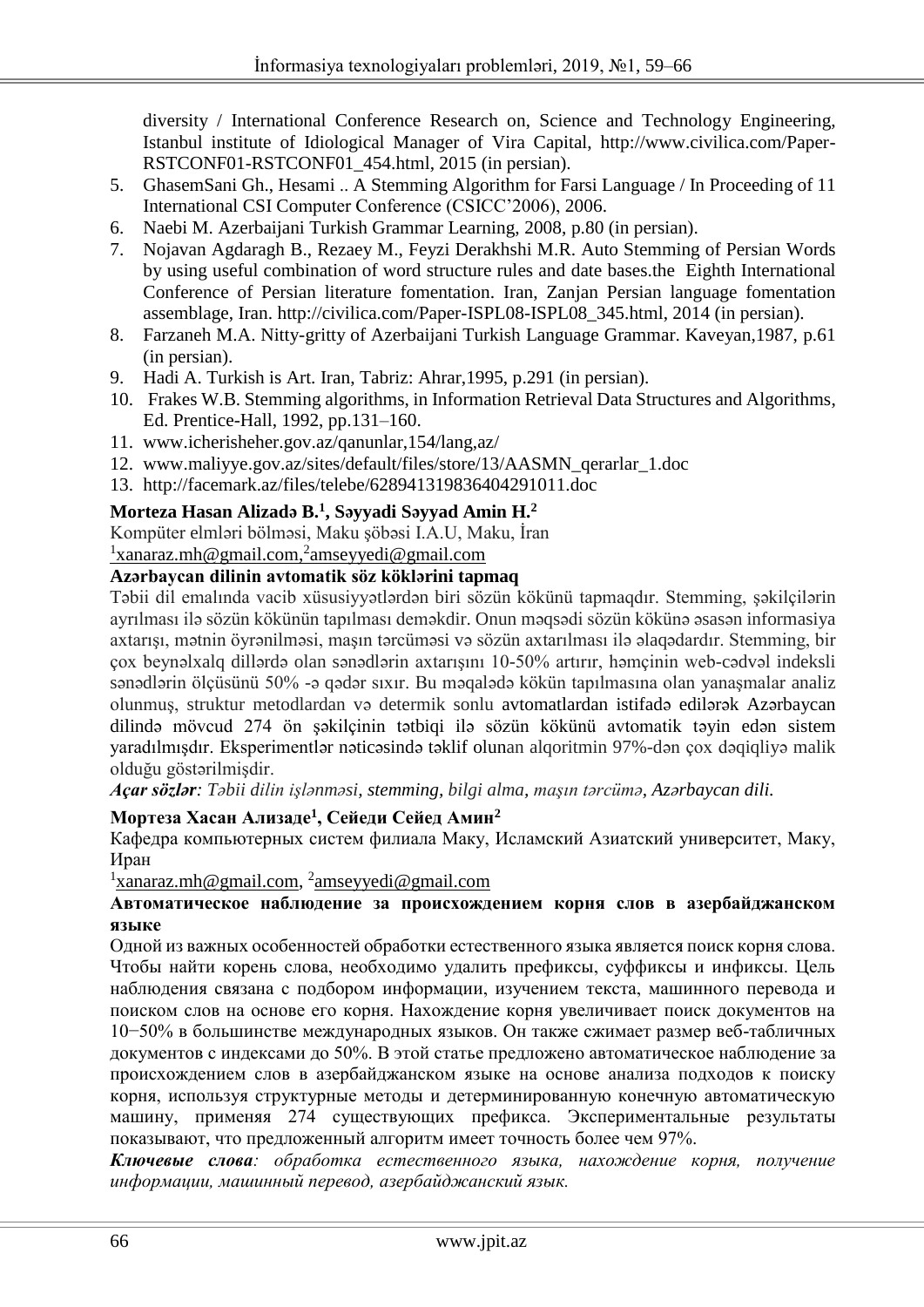diversity / International Conference Research on, Science and Technology Engineering, Istanbul institute of Idiological Manager of Vira Capital, http://www.civilica.com/Paper-RSTCONF01-RSTCONF01_454.html, 2015 (in persian).

5. GhasemSani Gh., Hesami .. A Stemming Algorithm for Farsi Language / In Proceeding of 11 International CSI Computer Conference (CSICC'2006), 2006.
6. Naebi M. Azerbaijani Turkish Grammar Learning, 2008, p.80 (in persian).
7. Nojavan Agdaragh B., Rezaey M., Feyzi Derakhshi M.R. Auto Stemming of Persian Words by using useful combination of word structure rules and date bases.the Eighth International Conference of Persian literature fomentation. Iran, Zanjan Persian language fomentation assemblage, Iran. http://civilica.com/Paper-ISPL08-ISPL08_345.html, 2014 (in persian).
8. Farzaneh M.A. Nitty-gritty of Azerbaijani Turkish Language Grammar. Kaveyan,1987, p.61 (in persian).
9. Hadi A. Turkish is Art. Iran, Tabriz: Ahrar,1995, p.291 (in persian).
10. Frakes W.B. Stemming algorithms, in Information Retrieval Data Structures and Algorithms, Ed. Prentice-Hall, 1992, pp.131–160.
11. www.icherisheher.gov.az/qanunlar,154/lang,az/
12. www.maliyye.gov.az/sites/default/files/store/13/AASMN_qerarlar_1.doc
13. http://facemark.az/files/telebe/628941319836404291011.doc

**Morteza Hasan Alizadə B.[1], Səyyadi Səyyad Amin H.[2]**

Kompüter elmləri bölməsi, Maku şöbəsi I.A.U, Maku, İran

[1]xanaraz.mh@gmail.com,[2]amseyyedi@gmail.com

**Azərbaycan dilinin avtomatik söz köklərini tapmaq**

Təbii dil emalında vacib xüsusiyyətlərdən biri sözün kökünü tapmaqdır. Stemming, şəkilçilərin ayrılması ilə sözün kökünün tapılması deməkdir. Onun məqsədi sözün kökünə əsasən informasiya axtarışı, mətnin öyrənilməsi, maşın tərcüməsi və sözün axtarılması ilə əlaqədardır. Stemming, bir çox beynəlxalq dillərdə olan sənədlərin axtarışını 10-50% artırır, həmçinin web-cədvəl indeksli sənədlərin ölçüsünü 50% -ə qədər sıxır. Bu məqalədə kökün tapılmasına olan yanaşmalar analiz olunmuş, struktur metodlardan və determik sonlu avtomatlardan istifadə edilərək Azərbaycan dilində mövcud 274 ön şəkilçinin tətbiqi ilə sözün kökünü avtomatik təyin edən sistem yaradılmışdır. Eksperimentlər nəticəsində təklif olunan alqoritmin 97%-dən çox dəqiqliyə malik olduğu göstərilmişdir.

***Açar sözlər**: Təbii dilin işlənməsi, stemming, bilgi alma, maşın tərcümə, Azərbaycan dili.*

**Мортеза Хасан Ализаде[1], Сейеди Сейед Амин[2]**

Кафедра компьютерных систем филиала Маку, Исламский Азиатский университет, Маку, Иран

[1]xanaraz.mh@gmail.com, [2]amseyyedi@gmail.com

**Автоматическое наблюдение за происхождением корня слов в азербайджанском языке**

Одной из важных особенностей обработки естественного языка является поиск корня слова. Чтобы найти корень слова, необходимо удалить префиксы, суффиксы и инфиксы. Цель наблюдения связана с подбором информации, изучением текста, машинного перевода и поиском слов на основе его корня. Нахождение корня увеличивает поиск документов на 10−50% в большинстве международных языков. Он также сжимает размер веб-табличных документов с индексами до 50%. В этой статье предложено автоматическое наблюдение за происхождением слов в азербайджанском языке на основе анализа подходов к поиску корня, используя структурные методы и детерминированную конечную автоматическую машину, применяя 274 существующих префикса. Экспериментальные результаты показывают, что предложенный алгоритм имеет точность более чем 97%.

***Ключевые слова**: обработка естественного языка, нахождение корня, получение информации, машинный перевод, азербайджанский язык.*